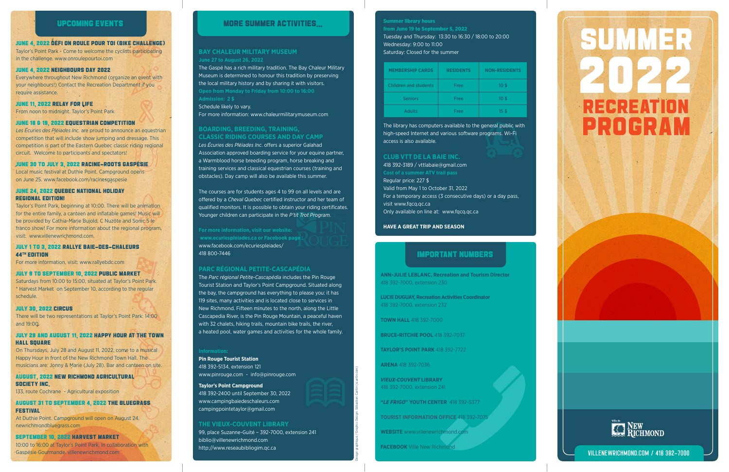## UPCOMING EVENTS

**JUNE 4, 2022 DÉFI ON ROULE POUR TOI (BIKE CHALLENGE)**
Taylor's Point Park - Come to welcome the cyclists participating in the challenge. www.onroulepourtoi.com

**JUNE 4, 2022 NEIGHBOURS DAY 2022**
Everywhere throughout New Richmond (organize an event with your neighbours!) Contact the Recreation Department if you require assistance.

**JUNE 11, 2022 RELAY FOR LIFE**
From noon to midnight. Taylor's Point Park

**JUNE 18 & 19, 2022 EQUESTRIAN COMPETITION**
*Les Écuries des Pléiades Inc.* are proud to announce an equestrian competition that will include show jumping and dressage. This competition is part of the Eastern Quebec classic riding regional circuit. Welcome to participants and spectators!

**JUNE 30 TO JULY 3, 2022 RACINE-ROOTS GASPÉSIE**
Local music festival at Duthie Point. Campground opens on June 25. www.facebook.com/racinesgaspesie

**JUNE 24, 2022 QUEBEC NATIONAL HOLIDAY REGIONAL EDITION!**
Taylor's Point Park, beginning at 10:00. There will be animation for the entire family, a canteen and inflatable games! Music will be provided by Cathia-Marie Bujold, C Nuzöte and Sonic 5 le franco show! For more information about the regional program, visit: www.villenewrichmond.com.

**JULY 1 TO 3, 2022 RALLYE BAIE-DES-CHALEURS 44TH EDITION**
For more information, visit: www.rallyebdc.com

**JULY 9 TO SEPTEMBER 10, 2022 PUBLIC MARKET**
Saturdays from 10:00 to 15:00, situated at Taylor's Point Park. * Harvest Market on September 10, according to the regular schedule.

**JULY 30, 2022 CIRCUS**
There will be two representations at Taylor's Point Park: 14:00 and 19:00.

**JULY 28 AND AUGUST 11, 2022 HAPPY HOUR AT THE TOWN HALL SQUARE**
On Thursdays, July 28 and August 11, 2022, come to a musical Happy Hour in front of the New Richmond Town Hall. The musicians are: Jonny & Marie (July 28). Bar and canteen on site.

**AUGUST, 2022 NEW RICHMOND AGRICULTURAL SOCIETY INC.**
133, route Cochrane - Agricultural exposition

**AUGUST 31 TO SEPTEMBER 4, 2022 THE BLUEGRASS FESTIVAL**
At Duthie Point. Campground will open on August 24. newrichmondbluegrass.com

**SEPTEMBER 10, 2022 HARVEST MARKET**
10:00 to 16:00 at Taylor's Point Park. In collaboration with Gaspésie Gourmande. villenewrichmond.com

## MORE SUMMER ACTIVITIES...

### BAY CHALEUR MILITARY MUSEUM
**June 27 to August 26, 2022**
The Gaspé has a rich military tradition. The Bay Chaleur Military Museum is determined to honour this tradition by preserving the local military history and by sharing it with visitors.
**Open from Monday to Friday from 10:00 to 16:00**
**Admission: 2 $**
Schedule likely to vary.
For more information: www.chaleurmilitarymuseum.com

### BOARDING, BREEDING, TRAINING, CLASSIC RIDING COURSES AND DAY CAMP
*Les Écuries des Pléiades Inc.* offers a superior Galahad Association approved boarding service for your equine partner, a Warmblood horse breeding program, horse breaking and training services and classical equestrian courses (training and obstacles). Day camp will also be available this summer.

The courses are for students ages 4 to 99 on all levels and are offered by a *Cheval Quebec* certified instructor and her team of qualified monitors. It is possible to obtain your riding certificates. Younger children can participate in the *P'tit Trot Program*.

**For more information, visit our website: www.ecuriespleiades.ca or Facebook page:**
www.facebook.com/ecuriespleiades/
418 800-7446

### PARC RÉGIONAL PETITE-CASCAPÉDIA
The *Parc régional Petite-Cascapédia* includes the Pin Rouge Tourist Station and Taylor's Point Campground. Situated along the bay, the campground has everything to please you: it has 119 sites, many activities and is located close to services in New Richmond. Fifteen minutes to the north, along the Little Cascapedia River, is the Pin Rouge Mountain, a peaceful haven with 32 chalets, hiking trails, mountain bike trails, the river, a heated pool, water games and activities for the whole family.

**Information:**

**Pin Rouge Tourist Station**
418 392-5134, extension 121
www.pinrouge.com - info@pinrouge.com

**Taylor's Point Campground**
418 392-2400 until September 30, 2022
www.campingbaiedeschaleurs.com
campingpointetaylor@gmail.com

### THE VIEUX-COUVENT LIBRARY
99, place Suzanne-Guité – 392-7000, extension 241
biblio@villenewrichmond.com
http://www.reseaubibliogim.qc.ca

**Summer library hours**
**from June 19 to September 5, 2022**
Tuesday and Thursday: 13:30 to 16:30 / 18:00 to 20:00
Wednesday: 9:00 to 11:00
Saturday: Closed for the summer

| MEMBERSHIP CARDS | RESIDENTS | NON-RESIDENTS |
|---|---|---|
| Children and students | Free | 10 $ |
| Seniors | Free | 10 $ |
| Adults | Free | 15 $ |

The library has computers available to the general public with high-speed Internet and various software programs. Wi-Fi access is also available.

### CLUB VTT DE LA BAIE INC.
418 392-3189 / vttlabaie@gmail.com
**Cost of a summer ATV trail pass**
Regular price: 227 $
Valid from May 1 to October 31, 2022
For a temporary access (3 consecutive days) or a day pass, visit www.fqcq.qc.ca
Only available on line at: www.fqcq.qc.ca

**HAVE A GREAT TRIP AND SEASON**

## IMPORTANT NUMBERS

**ANN-JULIE LEBLANC, Recreation and Tourism Director**
418 392-7000, extension 230

**LUCIE DUGUAY, Recreation Activities Coordinator**
418 392-7000, extension 232

**TOWN HALL** 418 392-7000

**BRUCE-RITCHIE POOL** 418 392-7037

**TAYLOR'S POINT PARK** 418 392-7722

**ARENA** 418 392-7036

***VIEUX-COUVENT* LIBRARY**
418 392-7000, extension 241

**"LE FRIGO" YOUTH CENTER** 418 392-5377

**TOURIST INFORMATION OFFICE** 418 392-7075

**WEBSITE** www.villenewrichmond.com

**FACEBOOK** Ville New Richmond

Design graphique / Graphic Design: Sébastien Cantin (scantin.com)

# SUMMER 2022 RECREATION PROGRAM

Ville de New Richmond

VILLENEWRICHMOND.COM / 418 392-7000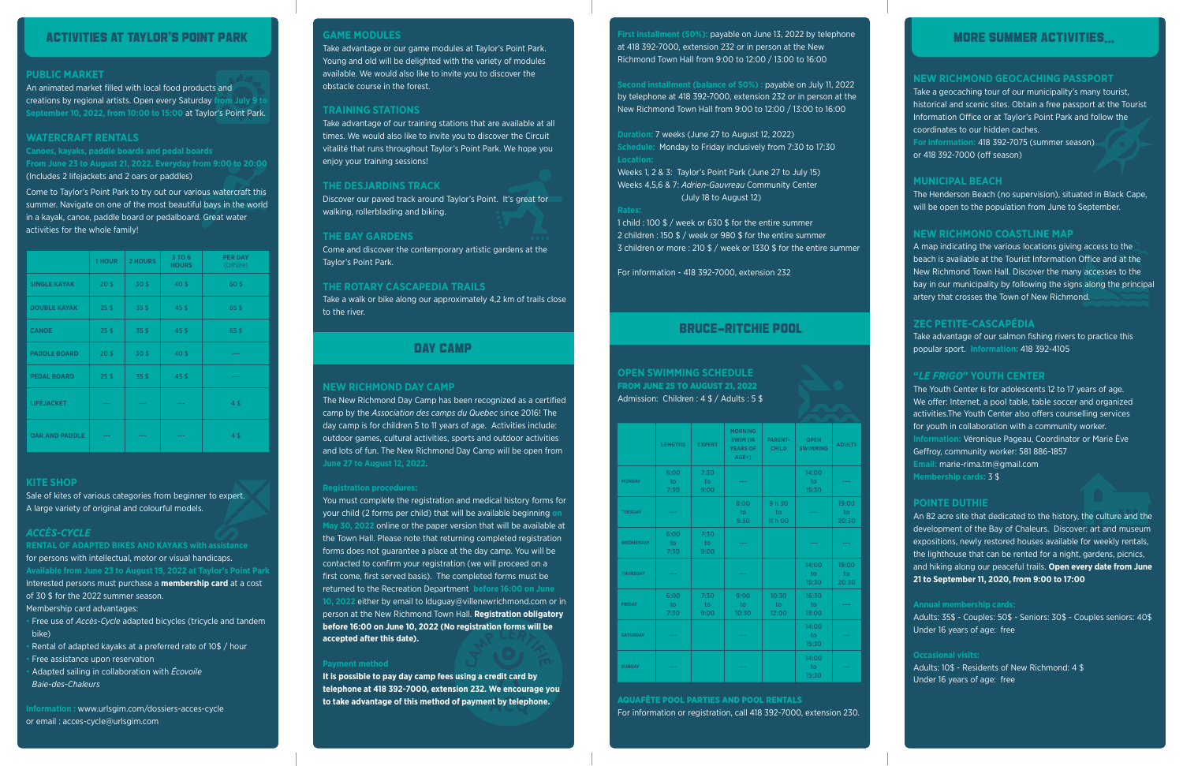# ACTIVITIES AT TAYLOR'S POINT PARK

## PUBLIC MARKET

An animated market filled with local food products and creations by regional artists. Open every Saturday **from July 9 to September 10, 2022, from 10:00 to 15:00** at Taylor's Point Park.

## WATERCRAFT RENTALS

**Canoes, kayaks, paddle boards and pedal boards**
**From June 23 to August 21, 2022. Everyday from 9:00 to 20:00**
(Includes 2 lifejackets and 2 oars or paddles)

Come to Taylor's Point Park to try out our various watercraft this summer. Navigate on one of the most beautiful bays in the world in a kayak, canoe, paddle board or pedalboard. Great water activities for the whole family!

| | 1 HOUR | 2 HOURS | 3 TO 6 HOURS | PER DAY (Offsite) |
|---|---|---|---|---|
| SINGLE KAYAK | 20 $ | 30 $ | 40 $ | 60 $ |
| DOUBLE KAYAK | 25 $ | 35 $ | 45 $ | 65 $ |
| CANOE | 25 $ | 35 $ | 45 $ | 65 $ |
| PADDLE BOARD | 20 $ | 30 $ | 40 $ | --- |
| PEDAL BOARD | 25 $ | 35 $ | 45 $ | --- |
| LIFEJACKET | --- | --- | --- | 4 $ |
| OAR AND PADDLE | --- | --- | --- | 4 $ |

## KITE SHOP

Sale of kites of various categories from beginner to expert. A large variety of original and colourful models.

## *ACCÈS-CYCLE*

**RENTAL OF ADAPTED BIKES AND KAYAKS with assistance** for persons with intellectual, motor or visual handicaps.
**Available from June 23 to August 19, 2022 at Taylor's Point Park**

Interested persons must purchase a **membership card** at a cost of 30 $ for the 2022 summer season.
Membership card advantages:

- Free use of *Accès-Cycle* adapted bicycles (tricycle and tandem bike)
- Rental of adapted kayaks at a preferred rate of 10$ / hour
- Free assistance upon reservation
- Adapted sailing in collaboration with *École voile Baie-des-Chaleurs*

**Information :** www.urlsgim.com/dossiers-acces-cycle
or email : acces-cycle@urlsgim.com

## GAME MODULES

Take advantage or our game modules at Taylor's Point Park. Young and old will be delighted with the variety of modules available. We would also like to invite you to discover the obstacle course in the forest.

## TRAINING STATIONS

Take advantage of our training stations that are available at all times. We would also like to invite you to discover the Circuit vitalité that runs throughout Taylor's Point Park. We hope you enjoy your training sessions!

## THE DESJARDINS TRACK

Discover our paved track around Taylor's Point. It's great for walking, rollerblading and biking.

## THE BAY GARDENS

Come and discover the contemporary artistic gardens at the Taylor's Point Park.

## THE ROTARY CASCAPEDIA TRAILS

Take a walk or bike along our approximately 4,2 km of trails close to the river.

# DAY CAMP

## NEW RICHMOND DAY CAMP

The New Richmond Day Camp has been recognized as a certified camp by the *Association des camps du Quebec* since 2016! The day camp is for children 5 to 11 years of age. Activities include: outdoor games, cultural activities, sports and outdoor activities and lots of fun. The New Richmond Day Camp will be open from **June 27 to August 12, 2022**.

### Registration procedures:

You must complete the registration and medical history forms for your child (2 forms per child) that will be available beginning **on May 30, 2022** online or the paper version that will be available at the Town Hall. Please note that returning completed registration forms does not guarantee a place at the day camp. You will be contacted to confirm your registration (we will proceed on a first come, first served basis). The completed forms must be returned to the Recreation Department **before 16:00 on June 10, 2022** either by email to lduguay@villenewrichmond.com or in person at the New Richmond Town Hall. **Registration obligatory before 16:00 on June 10, 2022 (No registration forms will be accepted after this date).**

### Payment method

**It is possible to pay day camp fees using a credit card by telephone at 418 392-7000, extension 232. We encourage you to take advantage of this method of payment by telephone.**

**First installment (50%):** payable on June 13, 2022 by telephone at 418 392-7000, extension 232 or in person at the New Richmond Town Hall from 9:00 to 12:00 / 13:00 to 16:00

**Second installment (balance of 50%) :** payable on July 11, 2022 by telephone at 418 392-7000, extension 232 or in person at the New Richmond Town Hall from 9:00 to 12:00 / 13:00 to 16:00

**Duration:** 7 weeks (June 27 to August 12, 2022)
**Schedule:** Monday to Friday inclusively from 7:30 to 17:30
**Location:**
Weeks 1, 2 & 3: Taylor's Point Park (June 27 to July 15)
Weeks 4,5,6 & 7: *Adrien-Gauvreau* Community Center (July 18 to August 12)

**Rates:**
1 child : 100 $ / week or 630 $ for the entire summer
2 children : 150 $ / week or 980 $ for the entire summer
3 children or more : 210 $ / week or 1330 $ for the entire summer

For information - 418 392-7000, extension 232

# BRUCE-RITCHIE POOL

## OPEN SWIMMING SCHEDULE

**FROM JUNE 25 TO AUGUST 21, 2022**
Admission: Children : 4 $ / Adults : 5 $

| | LENGTHS | EXPERT | MORNING SWIM (16 YEARS OF AGE+) | PARENT-CHILD | OPEN SWIMMING | ADULTS |
|---|---|---|---|---|---|---|
| MONDAY | 6:00 to 7:30 | 7:30 to 9:00 | --- | | 14:00 to 15:30 | --- |
| TUESDAY | --- | | 8:00 to 9:30 | 9 h 30 to 11 h 00 | --- | 19:00 to 20:30 |
| WEDNESDAY | 6:00 to 7:30 | 7:30 to 9:00 | --- | | --- | --- |
| THURSDAY | --- | | --- | | 14:00 to 15:30 | 19:00 to 20:30 |
| FRIDAY | 6:00 to 7:30 | 7:30 to 9:00 | 9:00 to 10:30 | 10:30 to 12:00 | 16:30 to 18:00 | --- |
| SATURDAY | --- | | --- | | 14:00 to 15:30 | --- |
| SUNDAY | --- | | --- | | 14:00 to 15:30 | --- |

**AQUAFÊTE POOL PARTIES AND POOL RENTALS**
For information or registration, call 418 392-7000, extension 230.

# MORE SUMMER ACTIVITIES...

## NEW RICHMOND GEOCACHING PASSPORT

Take a geocaching tour of our municipality's many tourist, historical and scenic sites. Obtain a free passport at the Tourist Information Office or at Taylor's Point Park and follow the coordinates to our hidden caches.
**For information:** 418 392-7075 (summer season) or 418 392-7000 (off season)

## MUNICIPAL BEACH

The Henderson Beach (no supervision), situated in Black Cape, will be open to the population from June to September.

## NEW RICHMOND COASTLINE MAP

A map indicating the various locations giving access to the beach is available at the Tourist Information Office and at the New Richmond Town Hall. Discover the many accesses to the bay in our municipality by following the signs along the principal artery that crosses the Town of New Richmond.

## ZEC PETITE-CASCAPÉDIA

Take advantage of our salmon fishing rivers to practice this popular sport. **Information:** 418 392-4105

## *"LE FRIGO"* YOUTH CENTER

The Youth Center is for adolescents 12 to 17 years of age. We offer: Internet, a pool table, table soccer and organized activities.The Youth Center also offers counselling services for youth in collaboration with a community worker.
**Information:** Véronique Pageau, Coordinator or Marie Ève Geffroy, community worker: 581 886-1857
**Email:** marie-rima.tm@gmail.com
**Membership cards:** 3 $

## POINTE DUTHIE

An 82 acre site that dedicated to the history, the culture and the development of the Bay of Chaleurs. Discover: art and museum expositions, newly restored houses available for weekly rentals, the lighthouse that can be rented for a night, gardens, picnics, and hiking along our peaceful trails. **Open every date from June 21 to September 11, 2020, from 9:00 to 17:00**

**Annual membership cards:**
Adults: 35$ - Couples: 50$ - Seniors: 30$ - Couples seniors: 40$
Under 16 years of age: free

**Occasional visits:**
Adults: 10$ - Residents of New Richmond: 4 $
Under 16 years of age: free